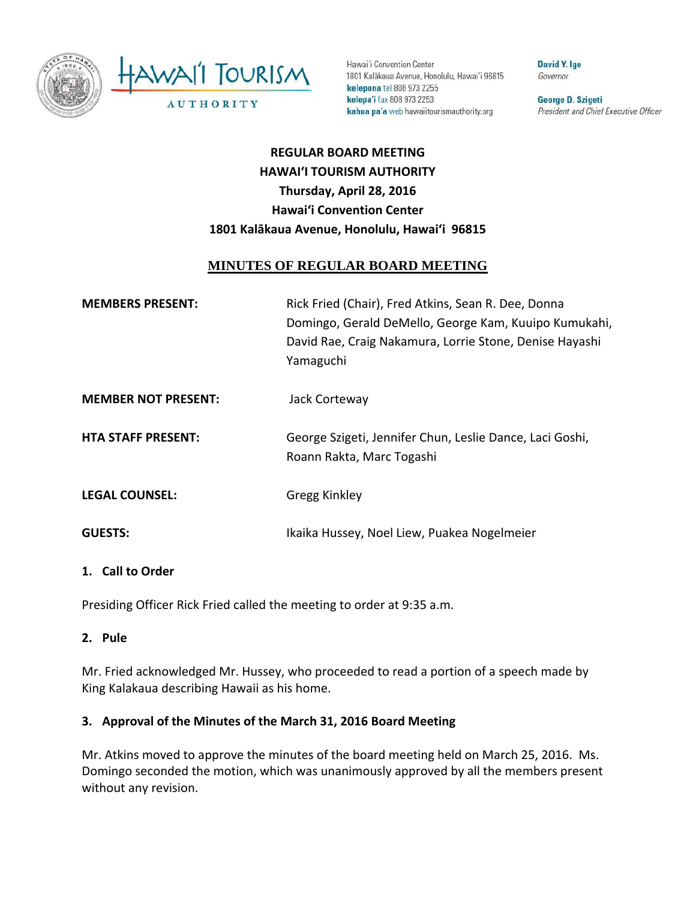Hawai'i Convention Center
1801 Kalākaua Avenue, Honolulu, Hawai'i 96815
**kelepona** tel 808 973 2255
**kelepa'i** fax 808 973 2253
**kahua pa'a** web hawaiitourismauthority.org

**David Y. Ige**
*Governor*

**George D. Szigeti**
*President and Chief Executive Officer*

**REGULAR BOARD MEETING**
**HAWAIʻI TOURISM AUTHORITY**
**Thursday, April 28, 2016**
**Hawaiʻi Convention Center**
**1801 Kalākaua Avenue, Honolulu, Hawaiʻi 96815**

## MINUTES OF REGULAR BOARD MEETING

**MEMBERS PRESENT:** Rick Fried (Chair), Fred Atkins, Sean R. Dee, Donna Domingo, Gerald DeMello, George Kam, Kuuipo Kumukahi, David Rae, Craig Nakamura, Lorrie Stone, Denise Hayashi Yamaguchi

**MEMBER NOT PRESENT:** Jack Corteway

**HTA STAFF PRESENT:** George Szigeti, Jennifer Chun, Leslie Dance, Laci Goshi, Roann Rakta, Marc Togashi

**LEGAL COUNSEL:** Gregg Kinkley

**GUESTS:** Ikaika Hussey, Noel Liew, Puakea Nogelmeier

### 1. Call to Order

Presiding Officer Rick Fried called the meeting to order at 9:35 a.m.

### 2. Pule

Mr. Fried acknowledged Mr. Hussey, who proceeded to read a portion of a speech made by King Kalakaua describing Hawaii as his home.

### 3. Approval of the Minutes of the March 31, 2016 Board Meeting

Mr. Atkins moved to approve the minutes of the board meeting held on March 25, 2016. Ms. Domingo seconded the motion, which was unanimously approved by all the members present without any revision.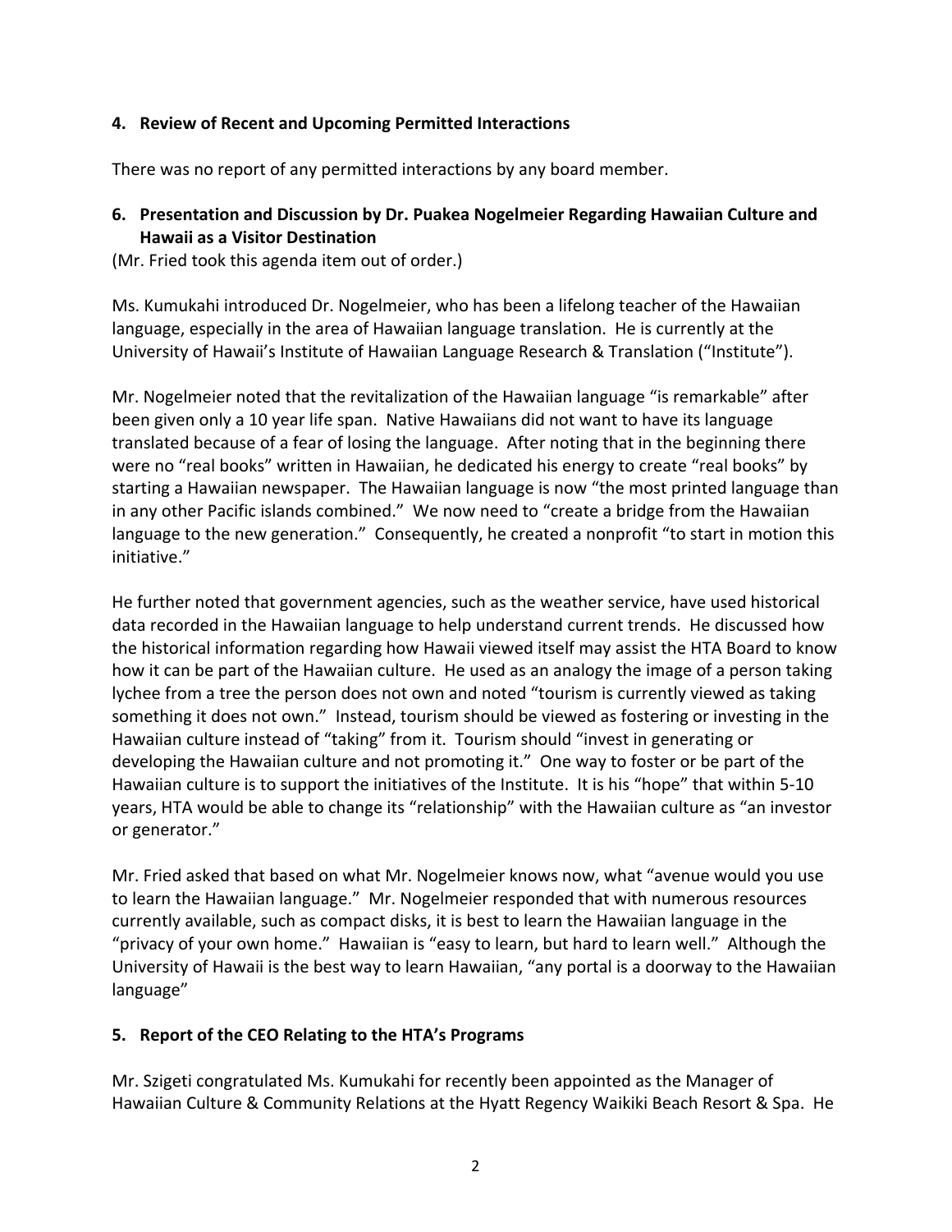**4. Review of Recent and Upcoming Permitted Interactions**

There was no report of any permitted interactions by any board member.

**6. Presentation and Discussion by Dr. Puakea Nogelmeier Regarding Hawaiian Culture and Hawaii as a Visitor Destination**

(Mr. Fried took this agenda item out of order.)

Ms. Kumukahi introduced Dr. Nogelmeier, who has been a lifelong teacher of the Hawaiian language, especially in the area of Hawaiian language translation. He is currently at the University of Hawaii's Institute of Hawaiian Language Research & Translation ("Institute").

Mr. Nogelmeier noted that the revitalization of the Hawaiian language "is remarkable" after been given only a 10 year life span. Native Hawaiians did not want to have its language translated because of a fear of losing the language. After noting that in the beginning there were no "real books" written in Hawaiian, he dedicated his energy to create "real books" by starting a Hawaiian newspaper. The Hawaiian language is now "the most printed language than in any other Pacific islands combined." We now need to "create a bridge from the Hawaiian language to the new generation." Consequently, he created a nonprofit "to start in motion this initiative."

He further noted that government agencies, such as the weather service, have used historical data recorded in the Hawaiian language to help understand current trends. He discussed how the historical information regarding how Hawaii viewed itself may assist the HTA Board to know how it can be part of the Hawaiian culture. He used as an analogy the image of a person taking lychee from a tree the person does not own and noted "tourism is currently viewed as taking something it does not own." Instead, tourism should be viewed as fostering or investing in the Hawaiian culture instead of "taking" from it. Tourism should "invest in generating or developing the Hawaiian culture and not promoting it." One way to foster or be part of the Hawaiian culture is to support the initiatives of the Institute. It is his "hope" that within 5-10 years, HTA would be able to change its "relationship" with the Hawaiian culture as "an investor or generator."

Mr. Fried asked that based on what Mr. Nogelmeier knows now, what "avenue would you use to learn the Hawaiian language." Mr. Nogelmeier responded that with numerous resources currently available, such as compact disks, it is best to learn the Hawaiian language in the "privacy of your own home." Hawaiian is "easy to learn, but hard to learn well." Although the University of Hawaii is the best way to learn Hawaiian, "any portal is a doorway to the Hawaiian language"

**5. Report of the CEO Relating to the HTA's Programs**

Mr. Szigeti congratulated Ms. Kumukahi for recently been appointed as the Manager of Hawaiian Culture & Community Relations at the Hyatt Regency Waikiki Beach Resort & Spa. He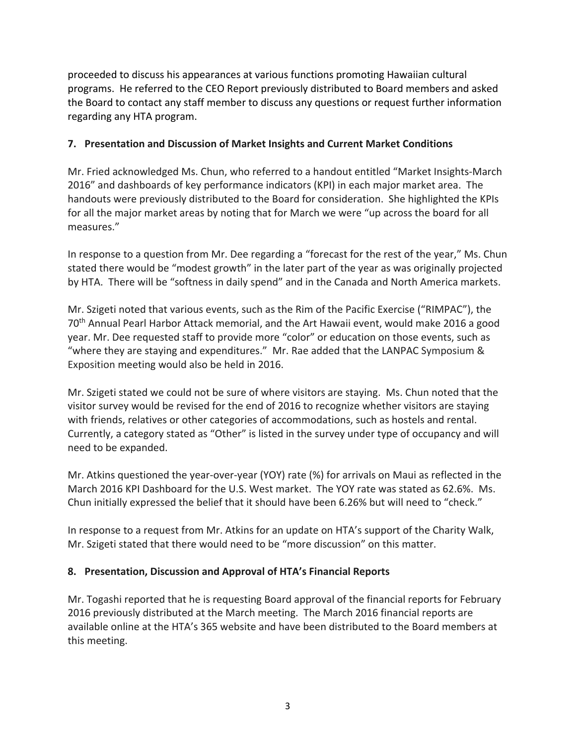proceeded to discuss his appearances at various functions promoting Hawaiian cultural programs. He referred to the CEO Report previously distributed to Board members and asked the Board to contact any staff member to discuss any questions or request further information regarding any HTA program.

**7. Presentation and Discussion of Market Insights and Current Market Conditions**

Mr. Fried acknowledged Ms. Chun, who referred to a handout entitled "Market Insights-March 2016" and dashboards of key performance indicators (KPI) in each major market area. The handouts were previously distributed to the Board for consideration. She highlighted the KPIs for all the major market areas by noting that for March we were "up across the board for all measures."

In response to a question from Mr. Dee regarding a "forecast for the rest of the year," Ms. Chun stated there would be "modest growth" in the later part of the year as was originally projected by HTA. There will be "softness in daily spend" and in the Canada and North America markets.

Mr. Szigeti noted that various events, such as the Rim of the Pacific Exercise ("RIMPAC"), the 70th Annual Pearl Harbor Attack memorial, and the Art Hawaii event, would make 2016 a good year. Mr. Dee requested staff to provide more "color" or education on those events, such as "where they are staying and expenditures." Mr. Rae added that the LANPAC Symposium & Exposition meeting would also be held in 2016.

Mr. Szigeti stated we could not be sure of where visitors are staying. Ms. Chun noted that the visitor survey would be revised for the end of 2016 to recognize whether visitors are staying with friends, relatives or other categories of accommodations, such as hostels and rental. Currently, a category stated as "Other" is listed in the survey under type of occupancy and will need to be expanded.

Mr. Atkins questioned the year-over-year (YOY) rate (%) for arrivals on Maui as reflected in the March 2016 KPI Dashboard for the U.S. West market. The YOY rate was stated as 62.6%. Ms. Chun initially expressed the belief that it should have been 6.26% but will need to "check."

In response to a request from Mr. Atkins for an update on HTA's support of the Charity Walk, Mr. Szigeti stated that there would need to be "more discussion" on this matter.

**8. Presentation, Discussion and Approval of HTA's Financial Reports**

Mr. Togashi reported that he is requesting Board approval of the financial reports for February 2016 previously distributed at the March meeting. The March 2016 financial reports are available online at the HTA's 365 website and have been distributed to the Board members at this meeting.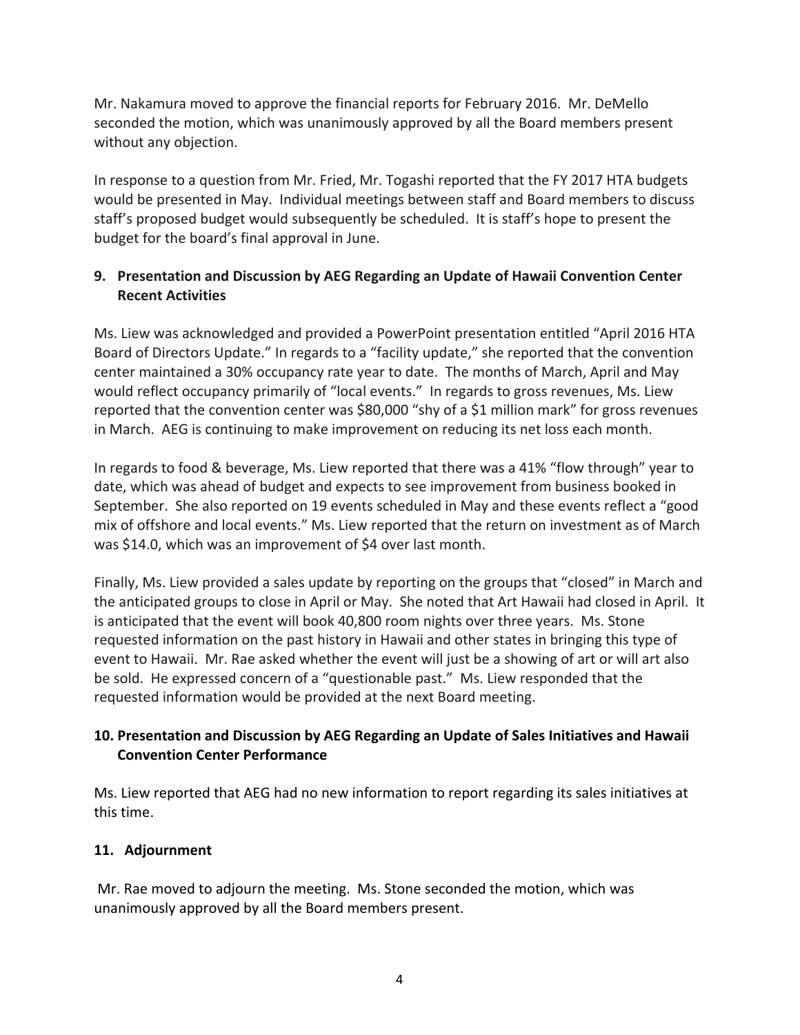Mr. Nakamura moved to approve the financial reports for February 2016. Mr. DeMello seconded the motion, which was unanimously approved by all the Board members present without any objection.

In response to a question from Mr. Fried, Mr. Togashi reported that the FY 2017 HTA budgets would be presented in May. Individual meetings between staff and Board members to discuss staff's proposed budget would subsequently be scheduled. It is staff's hope to present the budget for the board's final approval in June.

### 9. Presentation and Discussion by AEG Regarding an Update of Hawaii Convention Center Recent Activities

Ms. Liew was acknowledged and provided a PowerPoint presentation entitled "April 2016 HTA Board of Directors Update." In regards to a "facility update," she reported that the convention center maintained a 30% occupancy rate year to date. The months of March, April and May would reflect occupancy primarily of "local events." In regards to gross revenues, Ms. Liew reported that the convention center was $80,000 "shy of a $1 million mark" for gross revenues in March. AEG is continuing to make improvement on reducing its net loss each month.

In regards to food & beverage, Ms. Liew reported that there was a 41% "flow through" year to date, which was ahead of budget and expects to see improvement from business booked in September. She also reported on 19 events scheduled in May and these events reflect a "good mix of offshore and local events." Ms. Liew reported that the return on investment as of March was $14.0, which was an improvement of $4 over last month.

Finally, Ms. Liew provided a sales update by reporting on the groups that "closed" in March and the anticipated groups to close in April or May. She noted that Art Hawaii had closed in April. It is anticipated that the event will book 40,800 room nights over three years. Ms. Stone requested information on the past history in Hawaii and other states in bringing this type of event to Hawaii. Mr. Rae asked whether the event will just be a showing of art or will art also be sold. He expressed concern of a "questionable past." Ms. Liew responded that the requested information would be provided at the next Board meeting.

### 10. Presentation and Discussion by AEG Regarding an Update of Sales Initiatives and Hawaii Convention Center Performance

Ms. Liew reported that AEG had no new information to report regarding its sales initiatives at this time.

### 11. Adjournment

Mr. Rae moved to adjourn the meeting. Ms. Stone seconded the motion, which was unanimously approved by all the Board members present.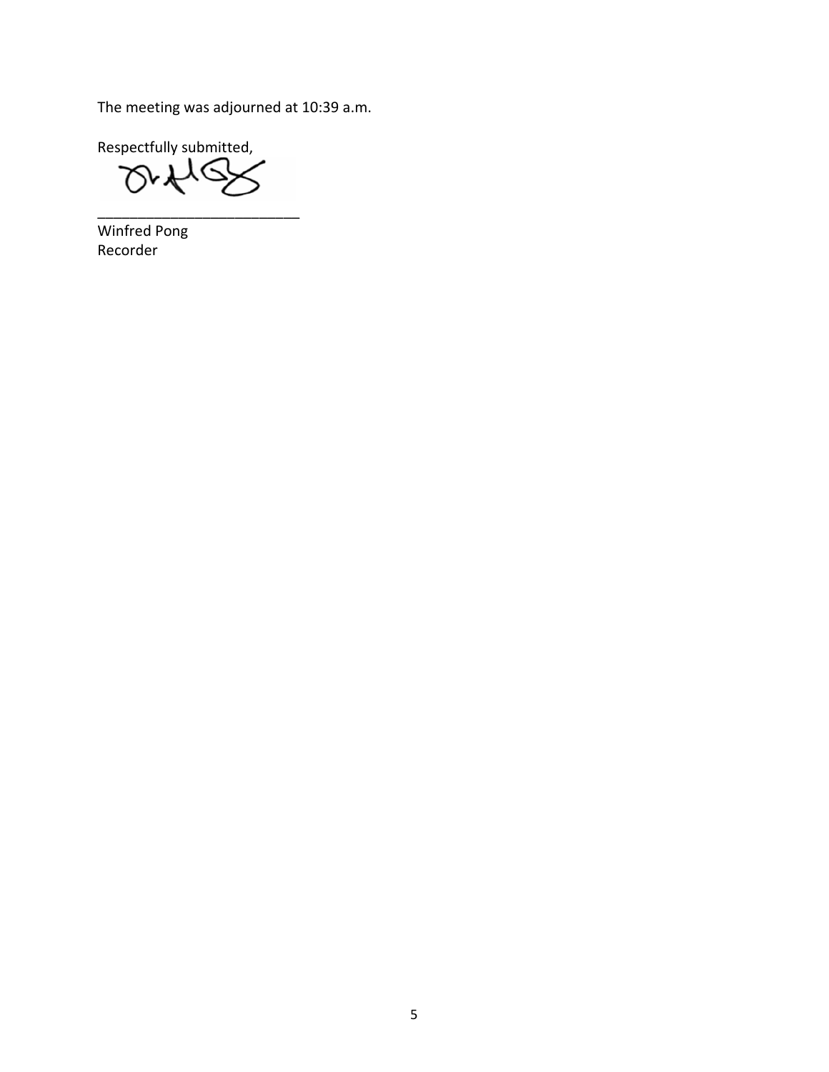The meeting was adjourned at 10:39 a.m.

Respectfully submitted,

_________________________

Winfred Pong
Recorder